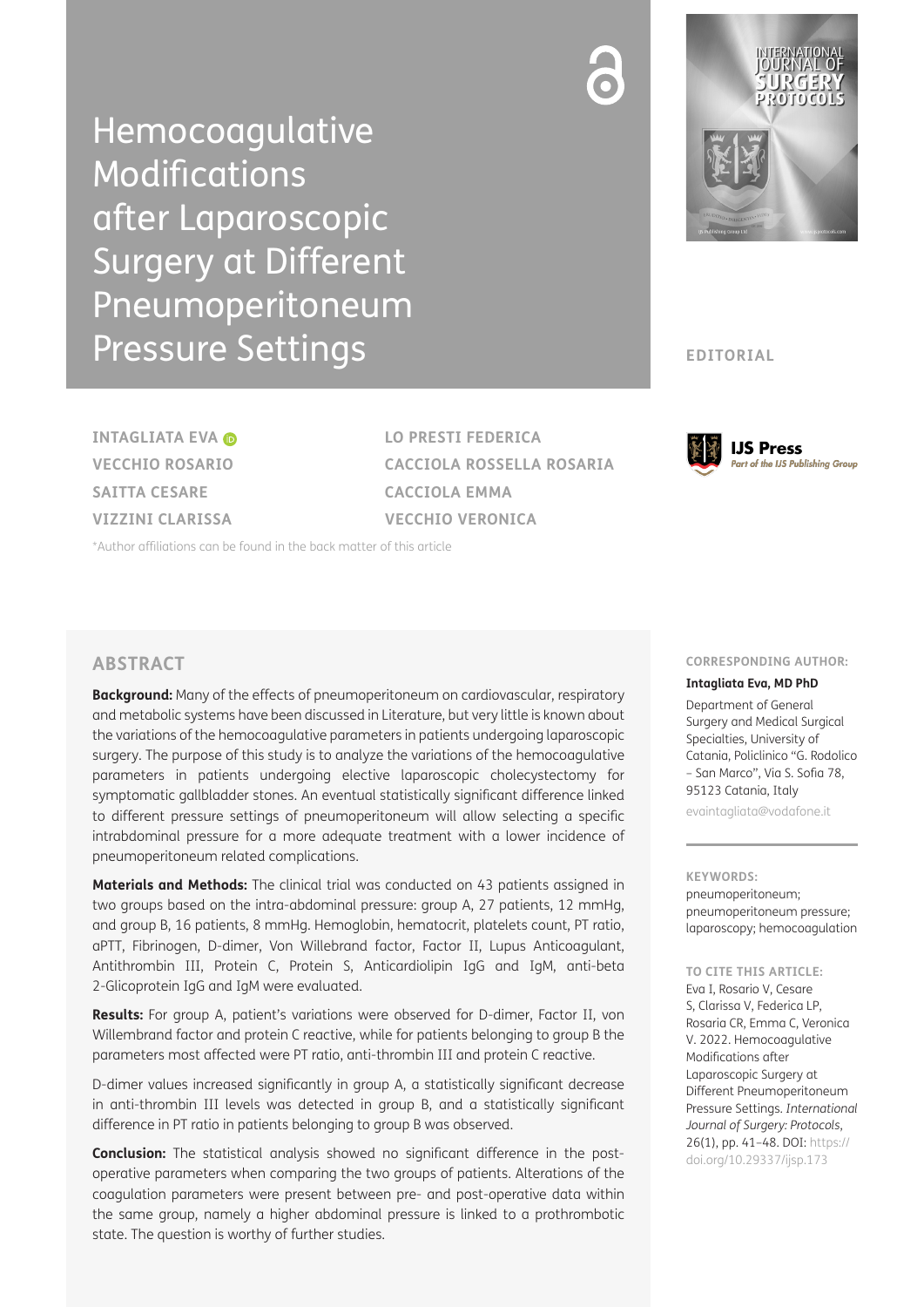# Hemocoagulative Modifications after Laparoscopic Surgery at Different Pneumoperitoneum Pressure Settings

EDITORIAL

**INTAGLIATA EVA**
**VECCHIO ROSARIO**
**SAITTA CESARE**
**VIZZINI CLARISSA**
**LO PRESTI FEDERICA**
**CACCIOLA ROSSELLA ROSARIA**
**CACCIOLA EMMA**
**VECCHIO VERONICA**

*Author affiliations can be found in the back matter of this article

IJS Press
*Part of the IJS Publishing Group*

## ABSTRACT

**Background:** Many of the effects of pneumoperitoneum on cardiovascular, respiratory and metabolic systems have been discussed in Literature, but very little is known about the variations of the hemocoagulative parameters in patients undergoing laparoscopic surgery. The purpose of this study is to analyze the variations of the hemocoagulative parameters in patients undergoing elective laparoscopic cholecystectomy for symptomatic gallbladder stones. An eventual statistically significant difference linked to different pressure settings of pneumoperitoneum will allow selecting a specific intrabdominal pressure for a more adequate treatment with a lower incidence of pneumoperitoneum related complications.

**Materials and Methods:** The clinical trial was conducted on 43 patients assigned in two groups based on the intra-abdominal pressure: group A, 27 patients, 12 mmHg, and group B, 16 patients, 8 mmHg. Hemoglobin, hematocrit, platelets count, PT ratio, aPTT, Fibrinogen, D-dimer, Von Willebrand factor, Factor II, Lupus Anticoagulant, Antithrombin III, Protein C, Protein S, Anticardiolipin IgG and IgM, anti-beta 2-Glicoprotein IgG and IgM were evaluated.

**Results:** For group A, patient's variations were observed for D-dimer, Factor II, von Willembrand factor and protein C reactive, while for patients belonging to group B the parameters most affected were PT ratio, anti-thrombin III and protein C reactive.

D-dimer values increased significantly in group A, a statistically significant decrease in anti-thrombin III levels was detected in group B, and a statistically significant difference in PT ratio in patients belonging to group B was observed.

**Conclusion:** The statistical analysis showed no significant difference in the post-operative parameters when comparing the two groups of patients. Alterations of the coagulation parameters were present between pre- and post-operative data within the same group, namely a higher abdominal pressure is linked to a prothrombotic state. The question is worthy of further studies.

**CORRESPONDING AUTHOR:**

**Intagliata Eva, MD PhD**

Department of General Surgery and Medical Surgical Specialties, University of Catania, Policlinico "G. Rodolico – San Marco", Via S. Sofia 78, 95123 Catania, Italy

evaintagliata@vodafone.it

**KEYWORDS:**

pneumoperitoneum; pneumoperitoneum pressure; laparoscopy; hemocoagulation

**TO CITE THIS ARTICLE:**

Eva I, Rosario V, Cesare S, Clarissa V, Federica LP, Rosaria CR, Emma C, Veronica V. 2022. Hemocoagulative Modifications after Laparoscopic Surgery at Different Pneumoperitoneum Pressure Settings. *International Journal of Surgery: Protocols*, 26(1), pp. 41–48. DOI: https://doi.org/10.29337/ijsp.173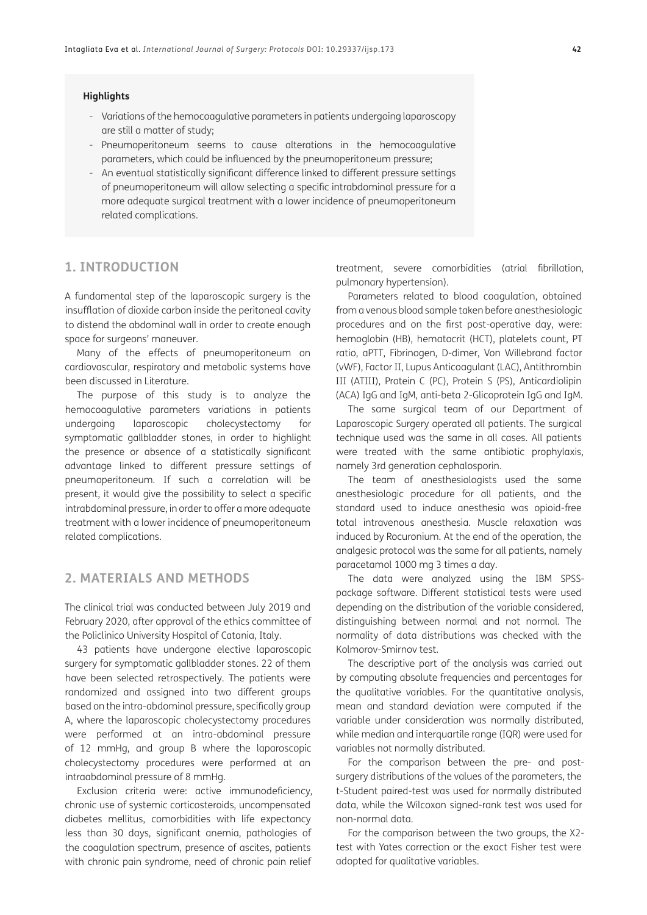**Highlights**

- Variations of the hemocoagulative parameters in patients undergoing laparoscopy are still a matter of study;
- Pneumoperitoneum seems to cause alterations in the hemocoagulative parameters, which could be influenced by the pneumoperitoneum pressure;
- An eventual statistically significant difference linked to different pressure settings of pneumoperitoneum will allow selecting a specific intrabdominal pressure for a more adequate surgical treatment with a lower incidence of pneumoperitoneum related complications.

## 1. INTRODUCTION

A fundamental step of the laparoscopic surgery is the insufflation of dioxide carbon inside the peritoneal cavity to distend the abdominal wall in order to create enough space for surgeons' maneuver.

Many of the effects of pneumoperitoneum on cardiovascular, respiratory and metabolic systems have been discussed in Literature.

The purpose of this study is to analyze the hemocoagulative parameters variations in patients undergoing laparoscopic cholecystectomy for symptomatic gallbladder stones, in order to highlight the presence or absence of a statistically significant advantage linked to different pressure settings of pneumoperitoneum. If such a correlation will be present, it would give the possibility to select a specific intrabdominal pressure, in order to offer a more adequate treatment with a lower incidence of pneumoperitoneum related complications.

## 2. MATERIALS AND METHODS

The clinical trial was conducted between July 2019 and February 2020, after approval of the ethics committee of the Policlinico University Hospital of Catania, Italy.

43 patients have undergone elective laparoscopic surgery for symptomatic gallbladder stones. 22 of them have been selected retrospectively. The patients were randomized and assigned into two different groups based on the intra-abdominal pressure, specifically group A, where the laparoscopic cholecystectomy procedures were performed at an intra-abdominal pressure of 12 mmHg, and group B where the laparoscopic cholecystectomy procedures were performed at an intraabdominal pressure of 8 mmHg.

Exclusion criteria were: active immunodeficiency, chronic use of systemic corticosteroids, uncompensated diabetes mellitus, comorbidities with life expectancy less than 30 days, significant anemia, pathologies of the coagulation spectrum, presence of ascites, patients with chronic pain syndrome, need of chronic pain relief treatment, severe comorbidities (atrial fibrillation, pulmonary hypertension).

Parameters related to blood coagulation, obtained from a venous blood sample taken before anesthesiologic procedures and on the first post-operative day, were: hemoglobin (HB), hematocrit (HCT), platelets count, PT ratio, aPTT, Fibrinogen, D-dimer, Von Willebrand factor (vWF), Factor II, Lupus Anticoagulant (LAC), Antithrombin III (ATIII), Protein C (PC), Protein S (PS), Anticardiolipin (ACA) IgG and IgM, anti-beta 2-Glicoprotein IgG and IgM.

The same surgical team of our Department of Laparoscopic Surgery operated all patients. The surgical technique used was the same in all cases. All patients were treated with the same antibiotic prophylaxis, namely 3rd generation cephalosporin.

The team of anesthesiologists used the same anesthesiologic procedure for all patients, and the standard used to induce anesthesia was opioid-free total intravenous anesthesia. Muscle relaxation was induced by Rocuronium. At the end of the operation, the analgesic protocol was the same for all patients, namely paracetamol 1000 mg 3 times a day.

The data were analyzed using the IBM SPSS-package software. Different statistical tests were used depending on the distribution of the variable considered, distinguishing between normal and not normal. The normality of data distributions was checked with the Kolmorov-Smirnov test.

The descriptive part of the analysis was carried out by computing absolute frequencies and percentages for the qualitative variables. For the quantitative analysis, mean and standard deviation were computed if the variable under consideration was normally distributed, while median and interquartile range (IQR) were used for variables not normally distributed.

For the comparison between the pre- and post-surgery distributions of the values of the parameters, the t-Student paired-test was used for normally distributed data, while the Wilcoxon signed-rank test was used for non-normal data.

For the comparison between the two groups, the X2-test with Yates correction or the exact Fisher test were adopted for qualitative variables.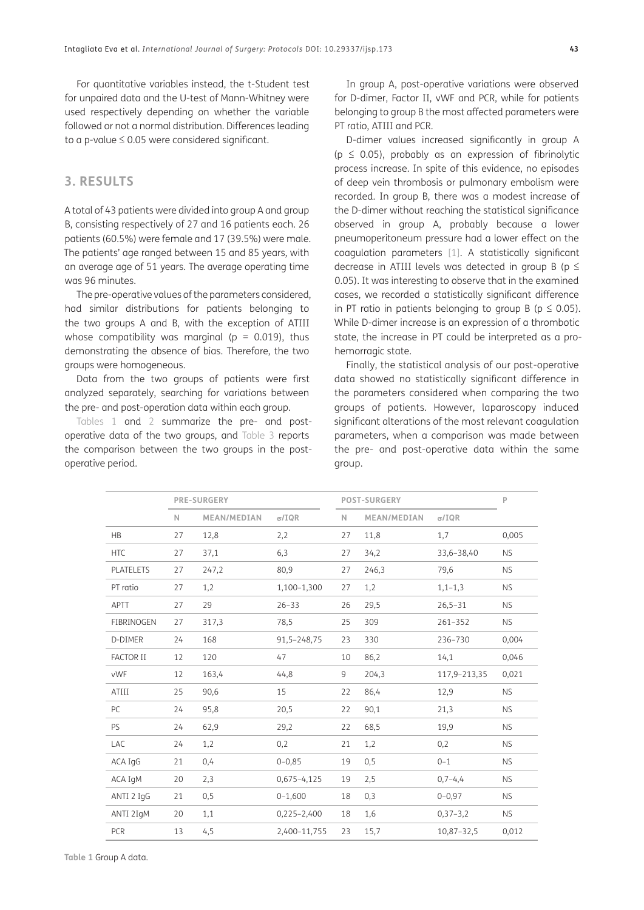For quantitative variables instead, the t-Student test for unpaired data and the U-test of Mann-Whitney were used respectively depending on whether the variable followed or not a normal distribution. Differences leading to a p-value ≤ 0.05 were considered significant.

## 3. RESULTS

A total of 43 patients were divided into group A and group B, consisting respectively of 27 and 16 patients each. 26 patients (60.5%) were female and 17 (39.5%) were male. The patients' age ranged between 15 and 85 years, with an average age of 51 years. The average operating time was 96 minutes.

The pre-operative values of the parameters considered, had similar distributions for patients belonging to the two groups A and B, with the exception of ATIII whose compatibility was marginal ($p = 0.019$), thus demonstrating the absence of bias. Therefore, the two groups were homogeneous.

Data from the two groups of patients were first analyzed separately, searching for variations between the pre- and post-operation data within each group.

Tables 1 and 2 summarize the pre- and post-operative data of the two groups, and Table 3 reports the comparison between the two groups in the post-operative period.

In group A, post-operative variations were observed for D-dimer, Factor II, vWF and PCR, while for patients belonging to group B the most affected parameters were PT ratio, ATIII and PCR.

D-dimer values increased significantly in group A ($p \leq 0.05$), probably as an expression of fibrinolytic process increase. In spite of this evidence, no episodes of deep vein thrombosis or pulmonary embolism were recorded. In group B, there was a modest increase of the D-dimer without reaching the statistical significance observed in group A, probably because a lower pneumoperitoneum pressure had a lower effect on the coagulation parameters [1]. A statistically significant decrease in ATIII levels was detected in group B ($p \leq 0.05$). It was interesting to observe that in the examined cases, we recorded a statistically significant difference in PT ratio in patients belonging to group B ($p \leq 0.05$). While D-dimer increase is an expression of a thrombotic state, the increase in PT could be interpreted as a pro-hemorragic state.

Finally, the statistical analysis of our post-operative data showed no statistically significant difference in the parameters considered when comparing the two groups of patients. However, laparoscopy induced significant alterations of the most relevant coagulation parameters, when a comparison was made between the pre- and post-operative data within the same group.

| | PRE-SURGERY | | | POST-SURGERY | | | P |
|---|---|---|---|---|---|---|---|
| | N | MEAN/MEDIAN | σ/IQR | N | MEAN/MEDIAN | σ/IQR | |
| HB | 27 | 12,8 | 2,2 | 27 | 11,8 | 1,7 | 0,005 |
| HTC | 27 | 37,1 | 6,3 | 27 | 34,2 | 33,6–38,40 | NS |
| PLATELETS | 27 | 247,2 | 80,9 | 27 | 246,3 | 79,6 | NS |
| PT ratio | 27 | 1,2 | 1,100–1,300 | 27 | 1,2 | 1,1–1,3 | NS |
| APTT | 27 | 29 | 26–33 | 26 | 29,5 | 26,5–31 | NS |
| FIBRINOGEN | 27 | 317,3 | 78,5 | 25 | 309 | 261–352 | NS |
| D-DIMER | 24 | 168 | 91,5–248,75 | 23 | 330 | 236–730 | 0,004 |
| FACTOR II | 12 | 120 | 47 | 10 | 86,2 | 14,1 | 0,046 |
| vWF | 12 | 163,4 | 44,8 | 9 | 204,3 | 117,9–213,35 | 0,021 |
| ATIII | 25 | 90,6 | 15 | 22 | 86,4 | 12,9 | NS |
| PC | 24 | 95,8 | 20,5 | 22 | 90,1 | 21,3 | NS |
| PS | 24 | 62,9 | 29,2 | 22 | 68,5 | 19,9 | NS |
| LAC | 24 | 1,2 | 0,2 | 21 | 1,2 | 0,2 | NS |
| ACA IgG | 21 | 0,4 | 0–0,85 | 19 | 0,5 | 0–1 | NS |
| ACA IgM | 20 | 2,3 | 0,675–4,125 | 19 | 2,5 | 0,7–4,4 | NS |
| ANTI 2 IgG | 21 | 0,5 | 0–1,600 | 18 | 0,3 | 0–0,97 | NS |
| ANTI 2IgM | 20 | 1,1 | 0,225–2,400 | 18 | 1,6 | 0,37–3,2 | NS |
| PCR | 13 | 4,5 | 2,400–11,755 | 23 | 15,7 | 10,87–32,5 | 0,012 |

Table 1 Group A data.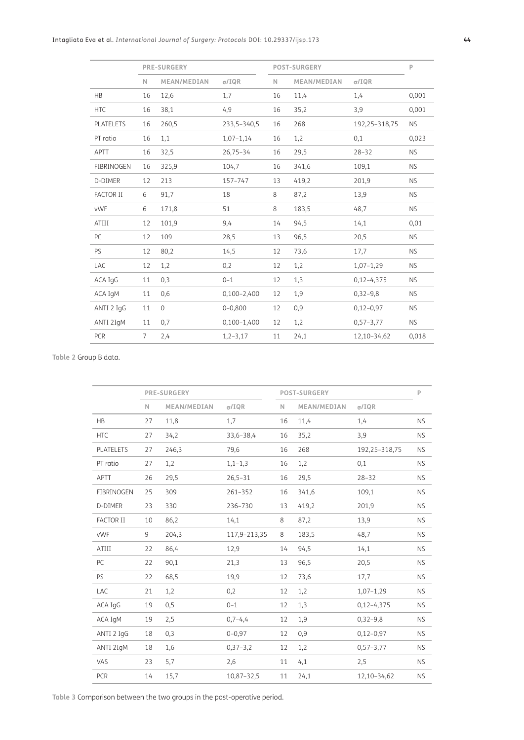| | PRE-SURGERY | | | POST-SURGERY | | | P |
|---|---|---|---|---|---|---|---|
| | N | MEAN/MEDIAN | σ/IQR | N | MEAN/MEDIAN | σ/IQR | |
| HB | 16 | 12,6 | 1,7 | 16 | 11,4 | 1,4 | 0,001 |
| HTC | 16 | 38,1 | 4,9 | 16 | 35,2 | 3,9 | 0,001 |
| PLATELETS | 16 | 260,5 | 233,5–340,5 | 16 | 268 | 192,25–318,75 | NS |
| PT ratio | 16 | 1,1 | 1,07–1,14 | 16 | 1,2 | 0,1 | 0,023 |
| APTT | 16 | 32,5 | 26,75–34 | 16 | 29,5 | 28–32 | NS |
| FIBRINOGEN | 16 | 325,9 | 104,7 | 16 | 341,6 | 109,1 | NS |
| D-DIMER | 12 | 213 | 157–747 | 13 | 419,2 | 201,9 | NS |
| FACTOR II | 6 | 91,7 | 18 | 8 | 87,2 | 13,9 | NS |
| vWF | 6 | 171,8 | 51 | 8 | 183,5 | 48,7 | NS |
| ATIII | 12 | 101,9 | 9,4 | 14 | 94,5 | 14,1 | 0,01 |
| PC | 12 | 109 | 28,5 | 13 | 96,5 | 20,5 | NS |
| PS | 12 | 80,2 | 14,5 | 12 | 73,6 | 17,7 | NS |
| LAC | 12 | 1,2 | 0,2 | 12 | 1,2 | 1,07–1,29 | NS |
| ACA IgG | 11 | 0,3 | 0–1 | 12 | 1,3 | 0,12–4,375 | NS |
| ACA IgM | 11 | 0,6 | 0,100–2,400 | 12 | 1,9 | 0,32–9,8 | NS |
| ANTI 2 IgG | 11 | 0 | 0–0,800 | 12 | 0,9 | 0,12–0,97 | NS |
| ANTI 2IgM | 11 | 0,7 | 0,100–1,400 | 12 | 1,2 | 0,57–3,77 | NS |
| PCR | 7 | 2,4 | 1,2–3,17 | 11 | 24,1 | 12,10–34,62 | 0,018 |

**Table 2** Group B data.

| | PRE-SURGERY | | | POST-SURGERY | | | P |
|---|---|---|---|---|---|---|---|
| | N | MEAN/MEDIAN | σ/IQR | N | MEAN/MEDIAN | σ/IQR | |
| HB | 27 | 11,8 | 1,7 | 16 | 11,4 | 1,4 | NS |
| HTC | 27 | 34,2 | 33,6–38,4 | 16 | 35,2 | 3,9 | NS |
| PLATELETS | 27 | 246,3 | 79,6 | 16 | 268 | 192,25–318,75 | NS |
| PT ratio | 27 | 1,2 | 1,1–1,3 | 16 | 1,2 | 0,1 | NS |
| APTT | 26 | 29,5 | 26,5–31 | 16 | 29,5 | 28–32 | NS |
| FIBRINOGEN | 25 | 309 | 261–352 | 16 | 341,6 | 109,1 | NS |
| D-DIMER | 23 | 330 | 236–730 | 13 | 419,2 | 201,9 | NS |
| FACTOR II | 10 | 86,2 | 14,1 | 8 | 87,2 | 13,9 | NS |
| vWF | 9 | 204,3 | 117,9–213,35 | 8 | 183,5 | 48,7 | NS |
| ATIII | 22 | 86,4 | 12,9 | 14 | 94,5 | 14,1 | NS |
| PC | 22 | 90,1 | 21,3 | 13 | 96,5 | 20,5 | NS |
| PS | 22 | 68,5 | 19,9 | 12 | 73,6 | 17,7 | NS |
| LAC | 21 | 1,2 | 0,2 | 12 | 1,2 | 1,07–1,29 | NS |
| ACA IgG | 19 | 0,5 | 0–1 | 12 | 1,3 | 0,12–4,375 | NS |
| ACA IgM | 19 | 2,5 | 0,7–4,4 | 12 | 1,9 | 0,32–9,8 | NS |
| ANTI 2 IgG | 18 | 0,3 | 0–0,97 | 12 | 0,9 | 0,12–0,97 | NS |
| ANTI 2IgM | 18 | 1,6 | 0,37–3,2 | 12 | 1,2 | 0,57–3,77 | NS |
| VAS | 23 | 5,7 | 2,6 | 11 | 4,1 | 2,5 | NS |
| PCR | 14 | 15,7 | 10,87–32,5 | 11 | 24,1 | 12,10–34,62 | NS |

**Table 3** Comparison between the two groups in the post-operative period.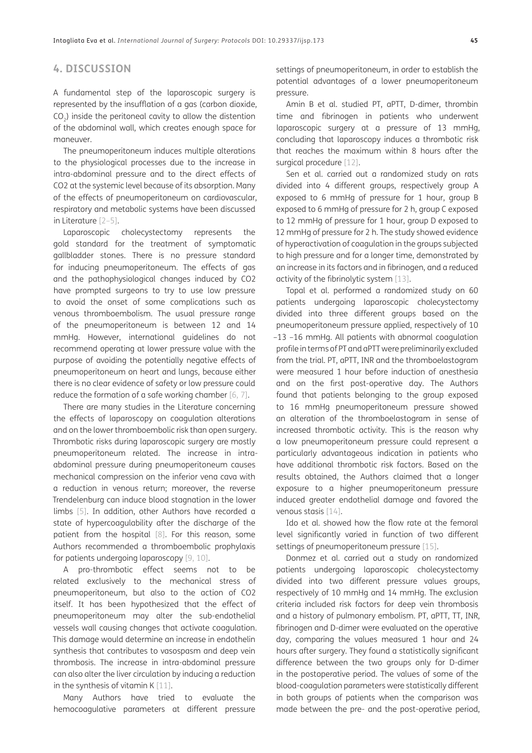## 4. DISCUSSION

A fundamental step of the laparoscopic surgery is represented by the insufflation of a gas (carbon dioxide, $CO_2$) inside the peritoneal cavity to allow the distention of the abdominal wall, which creates enough space for maneuver.

The pneumoperitoneum induces multiple alterations to the physiological processes due to the increase in intra-abdominal pressure and to the direct effects of CO2 at the systemic level because of its absorption. Many of the effects of pneumoperitoneum on cardiovascular, respiratory and metabolic systems have been discussed in Literature [2–5].

Laparoscopic cholecystectomy represents the gold standard for the treatment of symptomatic gallbladder stones. There is no pressure standard for inducing pneumoperitoneum. The effects of gas and the pathophysiological changes induced by CO2 have prompted surgeons to try to use low pressure to avoid the onset of some complications such as venous thromboembolism. The usual pressure range of the pneumoperitoneum is between 12 and 14 mmHg. However, international guidelines do not recommend operating at lower pressure value with the purpose of avoiding the potentially negative effects of pneumoperitoneum on heart and lungs, because either there is no clear evidence of safety or low pressure could reduce the formation of a safe working chamber [6, 7].

There are many studies in the Literature concerning the effects of laparoscopy on coagulation alterations and on the lower thromboembolic risk than open surgery. Thrombotic risks during laparoscopic surgery are mostly pneumoperitoneum related. The increase in intra-abdominal pressure during pneumoperitoneum causes mechanical compression on the inferior vena cava with a reduction in venous return; moreover, the reverse Trendelenburg can induce blood stagnation in the lower limbs [5]. In addition, other Authors have recorded a state of hypercoagulability after the discharge of the patient from the hospital [8]. For this reason, some Authors recommended a thromboembolic prophylaxis for patients undergoing laparoscopy [9, 10].

A pro-thrombotic effect seems not to be related exclusively to the mechanical stress of pneumoperitoneum, but also to the action of CO2 itself. It has been hypothesized that the effect of pneumoperitoneum may alter the sub-endothelial vessels wall causing changes that activate coagulation. This damage would determine an increase in endothelin synthesis that contributes to vasospasm and deep vein thrombosis. The increase in intra-abdominal pressure can also alter the liver circulation by inducing a reduction in the synthesis of vitamin K [11].

Many Authors have tried to evaluate the hemocoagulative parameters at different pressure settings of pneumoperitoneum, in order to establish the potential advantages of a lower pneumoperitoneum pressure.

Amin B et al. studied PT, aPTT, D-dimer, thrombin time and fibrinogen in patients who underwent laparoscopic surgery at a pressure of 13 mmHg, concluding that laparoscopy induces a thrombotic risk that reaches the maximum within 8 hours after the surgical procedure [12].

Sen et al. carried out a randomized study on rats divided into 4 different groups, respectively group A exposed to 6 mmHg of pressure for 1 hour, group B exposed to 6 mmHg of pressure for 2 h, group C exposed to 12 mmHg of pressure for 1 hour, group D exposed to 12 mmHg of pressure for 2 h. The study showed evidence of hyperactivation of coagulation in the groups subjected to high pressure and for a longer time, demonstrated by an increase in its factors and in fibrinogen, and a reduced activity of the fibrinolytic system [13].

Topal et al. performed a randomized study on 60 patients undergoing laparoscopic cholecystectomy divided into three different groups based on the pneumoperitoneum pressure applied, respectively of 10 –13 –16 mmHg. All patients with abnormal coagulation profile in terms of PT and aPTT were preliminarily excluded from the trial. PT, aPTT, INR and the thromboelastogram were measured 1 hour before induction of anesthesia and on the first post-operative day. The Authors found that patients belonging to the group exposed to 16 mmHg pneumoperitoneum pressure showed an alteration of the thromboelastogram in sense of increased thrombotic activity. This is the reason why a low pneumoperitoneum pressure could represent a particularly advantageous indication in patients who have additional thrombotic risk factors. Based on the results obtained, the Authors claimed that a longer exposure to a higher pneumoperitoneum pressure induced greater endothelial damage and favored the venous stasis [14].

Ido et al. showed how the flow rate at the femoral level significantly varied in function of two different settings of pneumoperitoneum pressure [15].

Donmez et al. carried out a study on randomized patients undergoing laparoscopic cholecystectomy divided into two different pressure values groups, respectively of 10 mmHg and 14 mmHg. The exclusion criteria included risk factors for deep vein thrombosis and a history of pulmonary embolism. PT, aPTT, TT, INR, fibrinogen and D-dimer were evaluated on the operative day, comparing the values measured 1 hour and 24 hours after surgery. They found a statistically significant difference between the two groups only for D-dimer in the postoperative period. The values of some of the blood-coagulation parameters were statistically different in both groups of patients when the comparison was made between the pre- and the post-operative period,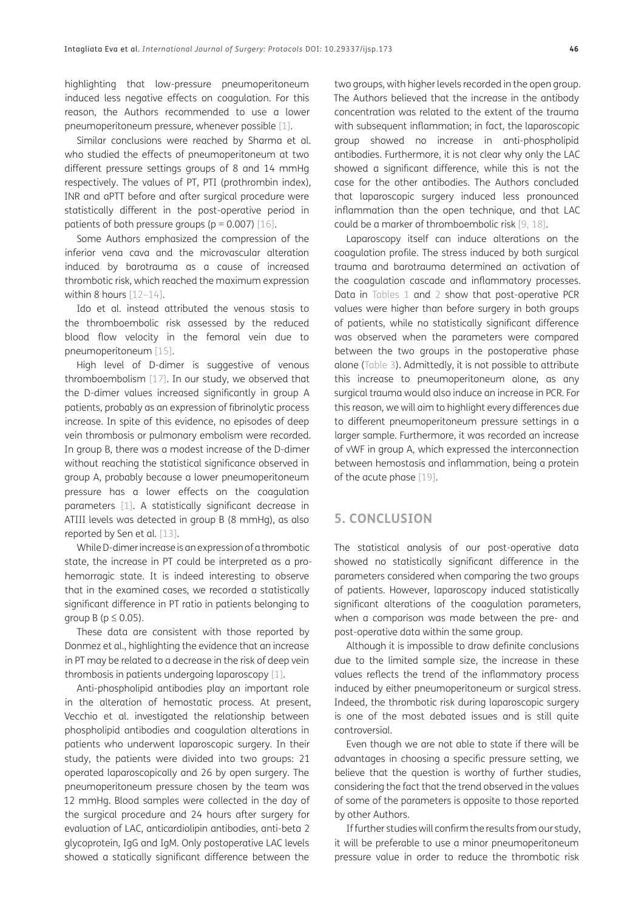highlighting that low-pressure pneumoperitoneum induced less negative effects on coagulation. For this reason, the Authors recommended to use a lower pneumoperitoneum pressure, whenever possible [1].

Similar conclusions were reached by Sharma et al. who studied the effects of pneumoperitoneum at two different pressure settings groups of 8 and 14 mmHg respectively. The values of PT, PTI (prothrombin index), INR and aPTT before and after surgical procedure were statistically different in the post-operative period in patients of both pressure groups ($p = 0.007$) [16].

Some Authors emphasized the compression of the inferior vena cava and the microvascular alteration induced by barotrauma as a cause of increased thrombotic risk, which reached the maximum expression within 8 hours [12–14].

Ido et al. instead attributed the venous stasis to the thromboembolic risk assessed by the reduced blood flow velocity in the femoral vein due to pneumoperitoneum [15].

High level of D-dimer is suggestive of venous thromboembolism [17]. In our study, we observed that the D-dimer values increased significantly in group A patients, probably as an expression of fibrinolytic process increase. In spite of this evidence, no episodes of deep vein thrombosis or pulmonary embolism were recorded. In group B, there was a modest increase of the D-dimer without reaching the statistical significance observed in group A, probably because a lower pneumoperitoneum pressure has a lower effects on the coagulation parameters [1]. A statistically significant decrease in ATIII levels was detected in group B (8 mmHg), as also reported by Sen et al. [13].

While D-dimer increase is an expression of a thrombotic state, the increase in PT could be interpreted as a pro-hemorragic state. It is indeed interesting to observe that in the examined cases, we recorded a statistically significant difference in PT ratio in patients belonging to group B ($p \leq 0.05$).

These data are consistent with those reported by Donmez et al., highlighting the evidence that an increase in PT may be related to a decrease in the risk of deep vein thrombosis in patients undergoing laparoscopy [1].

Anti-phospholipid antibodies play an important role in the alteration of hemostatic process. At present, Vecchio et al. investigated the relationship between phospholipid antibodies and coagulation alterations in patients who underwent laparoscopic surgery. In their study, the patients were divided into two groups: 21 operated laparoscopically and 26 by open surgery. The pneumoperitoneum pressure chosen by the team was 12 mmHg. Blood samples were collected in the day of the surgical procedure and 24 hours after surgery for evaluation of LAC, anticardiolipin antibodies, anti-beta 2 glycoprotein, IgG and IgM. Only postoperative LAC levels showed a statically significant difference between the two groups, with higher levels recorded in the open group. The Authors believed that the increase in the antibody concentration was related to the extent of the trauma with subsequent inflammation; in fact, the laparoscopic group showed no increase in anti-phospholipid antibodies. Furthermore, it is not clear why only the LAC showed a significant difference, while this is not the case for the other antibodies. The Authors concluded that laparoscopic surgery induced less pronounced inflammation than the open technique, and that LAC could be a marker of thromboembolic risk [9, 18].

Laparoscopy itself can induce alterations on the coagulation profile. The stress induced by both surgical trauma and barotrauma determined an activation of the coagulation cascade and inflammatory processes. Data in Tables 1 and 2 show that post-operative PCR values were higher than before surgery in both groups of patients, while no statistically significant difference was observed when the parameters were compared between the two groups in the postoperative phase alone (Table 3). Admittedly, it is not possible to attribute this increase to pneumoperitoneum alone, as any surgical trauma would also induce an increase in PCR. For this reason, we will aim to highlight every differences due to different pneumoperitoneum pressure settings in a larger sample. Furthermore, it was recorded an increase of vWF in group A, which expressed the interconnection between hemostasis and inflammation, being a protein of the acute phase [19].

## 5. CONCLUSION

The statistical analysis of our post-operative data showed no statistically significant difference in the parameters considered when comparing the two groups of patients. However, laparoscopy induced statistically significant alterations of the coagulation parameters, when a comparison was made between the pre- and post-operative data within the same group.

Although it is impossible to draw definite conclusions due to the limited sample size, the increase in these values reflects the trend of the inflammatory process induced by either pneumoperitoneum or surgical stress. Indeed, the thrombotic risk during laparoscopic surgery is one of the most debated issues and is still quite controversial.

Even though we are not able to state if there will be advantages in choosing a specific pressure setting, we believe that the question is worthy of further studies, considering the fact that the trend observed in the values of some of the parameters is opposite to those reported by other Authors.

If further studies will confirm the results from our study, it will be preferable to use a minor pneumoperitoneum pressure value in order to reduce the thrombotic risk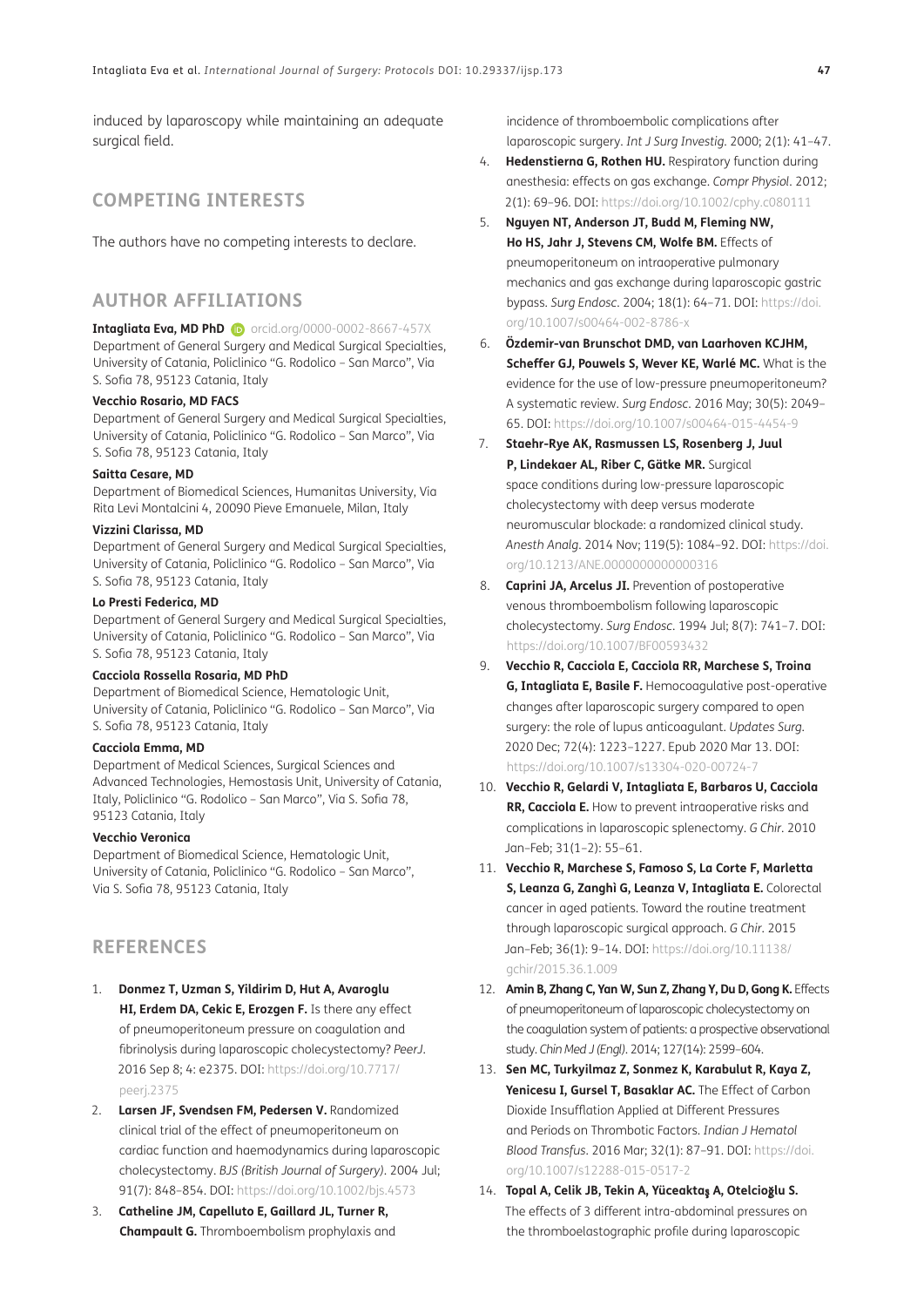induced by laparoscopy while maintaining an adequate surgical field.

## COMPETING INTERESTS

The authors have no competing interests to declare.

## AUTHOR AFFILIATIONS

**Intagliata Eva, MD PhD** orcid.org/0000-0002-8667-457X
Department of General Surgery and Medical Surgical Specialties, University of Catania, Policlinico "G. Rodolico – San Marco", Via S. Sofia 78, 95123 Catania, Italy

**Vecchio Rosario, MD FACS**
Department of General Surgery and Medical Surgical Specialties, University of Catania, Policlinico "G. Rodolico – San Marco", Via S. Sofia 78, 95123 Catania, Italy

**Saitta Cesare, MD**
Department of Biomedical Sciences, Humanitas University, Via Rita Levi Montalcini 4, 20090 Pieve Emanuele, Milan, Italy

**Vizzini Clarissa, MD**
Department of General Surgery and Medical Surgical Specialties, University of Catania, Policlinico "G. Rodolico – San Marco", Via S. Sofia 78, 95123 Catania, Italy

**Lo Presti Federica, MD**
Department of General Surgery and Medical Surgical Specialties, University of Catania, Policlinico "G. Rodolico – San Marco", Via S. Sofia 78, 95123 Catania, Italy

**Cacciola Rossella Rosaria, MD PhD**
Department of Biomedical Science, Hematologic Unit, University of Catania, Policlinico "G. Rodolico – San Marco", Via S. Sofia 78, 95123 Catania, Italy

**Cacciola Emma, MD**
Department of Medical Sciences, Surgical Sciences and Advanced Technologies, Hemostasis Unit, University of Catania, Italy, Policlinico "G. Rodolico – San Marco", Via S. Sofia 78, 95123 Catania, Italy

**Vecchio Veronica**
Department of Biomedical Science, Hematologic Unit, University of Catania, Policlinico "G. Rodolico – San Marco", Via S. Sofia 78, 95123 Catania, Italy

## REFERENCES

1. **Donmez T, Uzman S, Yildirim D, Hut A, Avaroglu HI, Erdem DA, Cekic E, Erozgen F.** Is there any effect of pneumoperitoneum pressure on coagulation and fibrinolysis during laparoscopic cholecystectomy? *PeerJ*. 2016 Sep 8; 4: e2375. DOI: https://doi.org/10.7717/peerj.2375
2. **Larsen JF, Svendsen FM, Pedersen V.** Randomized clinical trial of the effect of pneumoperitoneum on cardiac function and haemodynamics during laparoscopic cholecystectomy. *BJS (British Journal of Surgery)*. 2004 Jul; 91(7): 848–854. DOI: https://doi.org/10.1002/bjs.4573
3. **Catheline JM, Capelluto E, Gaillard JL, Turner R, Champault G.** Thromboembolism prophylaxis and incidence of thromboembolic complications after laparoscopic surgery. *Int J Surg Investig*. 2000; 2(1): 41–47.
4. **Hedenstierna G, Rothen HU.** Respiratory function during anesthesia: effects on gas exchange. *Compr Physiol*. 2012; 2(1): 69–96. DOI: https://doi.org/10.1002/cphy.c080111
5. **Nguyen NT, Anderson JT, Budd M, Fleming NW, Ho HS, Jahr J, Stevens CM, Wolfe BM.** Effects of pneumoperitoneum on intraoperative pulmonary mechanics and gas exchange during laparoscopic gastric bypass. *Surg Endosc*. 2004; 18(1): 64–71. DOI: https://doi.org/10.1007/s00464-002-8786-x
6. **Özdemir-van Brunschot DMD, van Laarhoven KCJHM, Scheffer GJ, Pouwels S, Wever KE, Warlé MC.** What is the evidence for the use of low-pressure pneumoperitoneum? A systematic review. *Surg Endosc*. 2016 May; 30(5): 2049–65. DOI: https://doi.org/10.1007/s00464-015-4454-9
7. **Staehr-Rye AK, Rasmussen LS, Rosenberg J, Juul P, Lindekaer AL, Riber C, Gätke MR.** Surgical space conditions during low-pressure laparoscopic cholecystectomy with deep versus moderate neuromuscular blockade: a randomized clinical study. *Anesth Analg*. 2014 Nov; 119(5): 1084–92. DOI: https://doi.org/10.1213/ANE.0000000000000316
8. **Caprini JA, Arcelus JI.** Prevention of postoperative venous thromboembolism following laparoscopic cholecystectomy. *Surg Endosc*. 1994 Jul; 8(7): 741–7. DOI: https://doi.org/10.1007/BF00593432
9. **Vecchio R, Cacciola E, Cacciola RR, Marchese S, Troina G, Intagliata E, Basile F.** Hemocoagulative post-operative changes after laparoscopic surgery compared to open surgery: the role of lupus anticoagulant. *Updates Surg*. 2020 Dec; 72(4): 1223–1227. Epub 2020 Mar 13. DOI: https://doi.org/10.1007/s13304-020-00724-7
10. **Vecchio R, Gelardi V, Intagliata E, Barbaros U, Cacciola RR, Cacciola E.** How to prevent intraoperative risks and complications in laparoscopic splenectomy. *G Chir*. 2010 Jan–Feb; 31(1–2): 55–61.
11. **Vecchio R, Marchese S, Famoso S, La Corte F, Marletta S, Leanza G, Zanghì G, Leanza V, Intagliata E.** Colorectal cancer in aged patients. Toward the routine treatment through laparoscopic surgical approach. *G Chir*. 2015 Jan–Feb; 36(1): 9–14. DOI: https://doi.org/10.11138/gchir/2015.36.1.009
12. **Amin B, Zhang C, Yan W, Sun Z, Zhang Y, Du D, Gong K.** Effects of pneumoperitoneum of laparoscopic cholecystectomy on the coagulation system of patients: a prospective observational study. *Chin Med J (Engl)*. 2014; 127(14): 2599–604.
13. **Sen MC, Turkyilmaz Z, Sonmez K, Karabulut R, Kaya Z, Yenicesu I, Gursel T, Basaklar AC.** The Effect of Carbon Dioxide Insufflation Applied at Different Pressures and Periods on Thrombotic Factors. *Indian J Hematol Blood Transfus*. 2016 Mar; 32(1): 87–91. DOI: https://doi.org/10.1007/s12288-015-0517-2
14. **Topal A, Celik JB, Tekin A, Yüceaktaş A, Otelcioğlu S.** The effects of 3 different intra-abdominal pressures on the thromboelastographic profile during laparoscopic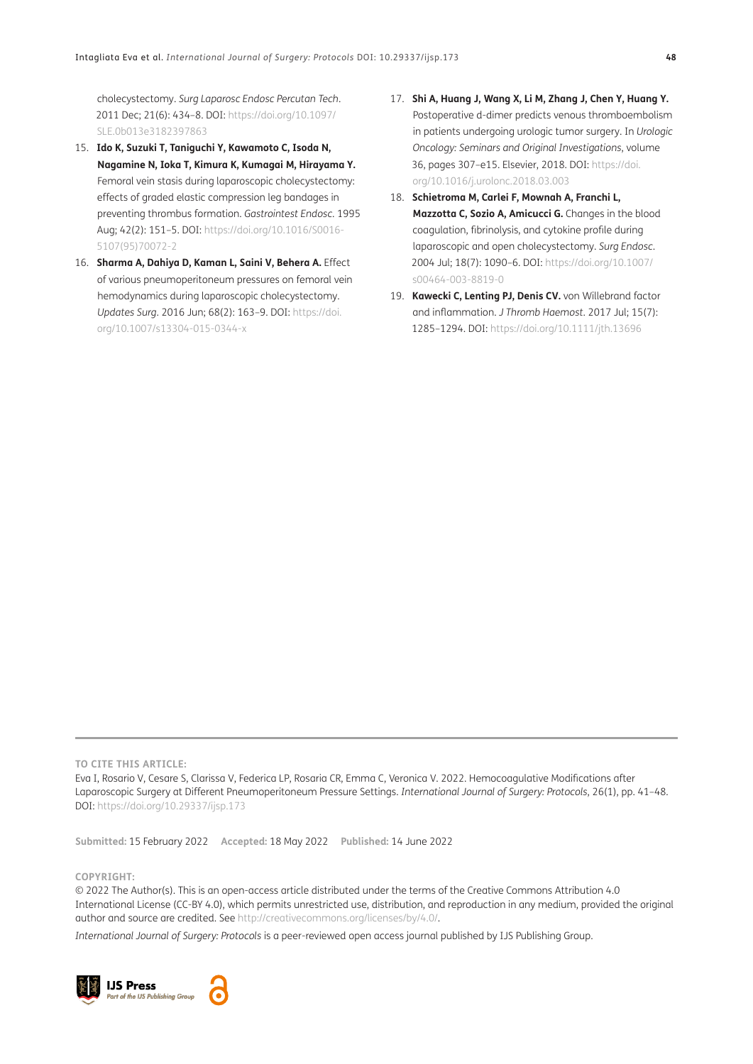cholecystectomy. *Surg Laparosc Endosc Percutan Tech*. 2011 Dec; 21(6): 434–8. DOI: https://doi.org/10.1097/SLE.0b013e3182397863

15. **Ido K, Suzuki T, Taniguchi Y, Kawamoto C, Isoda N, Nagamine N, Ioka T, Kimura K, Kumagai M, Hirayama Y.** Femoral vein stasis during laparoscopic cholecystectomy: effects of graded elastic compression leg bandages in preventing thrombus formation. *Gastrointest Endosc*. 1995 Aug; 42(2): 151–5. DOI: https://doi.org/10.1016/S0016-5107(95)70072-2
16. **Sharma A, Dahiya D, Kaman L, Saini V, Behera A.** Effect of various pneumoperitoneum pressures on femoral vein hemodynamics during laparoscopic cholecystectomy. *Updates Surg*. 2016 Jun; 68(2): 163–9. DOI: https://doi.org/10.1007/s13304-015-0344-x
17. **Shi A, Huang J, Wang X, Li M, Zhang J, Chen Y, Huang Y.** Postoperative d-dimer predicts venous thromboembolism in patients undergoing urologic tumor surgery. In *Urologic Oncology: Seminars and Original Investigations*, volume 36, pages 307–e15. Elsevier, 2018. DOI: https://doi.org/10.1016/j.urolonc.2018.03.003
18. **Schietroma M, Carlei F, Mownah A, Franchi L, Mazzotta C, Sozio A, Amicucci G.** Changes in the blood coagulation, fibrinolysis, and cytokine profile during laparoscopic and open cholecystectomy. *Surg Endosc*. 2004 Jul; 18(7): 1090–6. DOI: https://doi.org/10.1007/s00464-003-8819-0
19. **Kawecki C, Lenting PJ, Denis CV.** von Willebrand factor and inflammation. *J Thromb Haemost*. 2017 Jul; 15(7): 1285–1294. DOI: https://doi.org/10.1111/jth.13696

**TO CITE THIS ARTICLE:**

Eva I, Rosario V, Cesare S, Clarissa V, Federica LP, Rosaria CR, Emma C, Veronica V. 2022. Hemocoagulative Modifications after Laparoscopic Surgery at Different Pneumoperitoneum Pressure Settings. *International Journal of Surgery: Protocols*, 26(1), pp. 41–48. DOI: https://doi.org/10.29337/ijsp.173

**Submitted:** 15 February 2022 **Accepted:** 18 May 2022 **Published:** 14 June 2022

**COPYRIGHT:**

© 2022 The Author(s). This is an open-access article distributed under the terms of the Creative Commons Attribution 4.0 International License (CC-BY 4.0), which permits unrestricted use, distribution, and reproduction in any medium, provided the original author and source are credited. See http://creativecommons.org/licenses/by/4.0/.

*International Journal of Surgery: Protocols* is a peer-reviewed open access journal published by IJS Publishing Group.